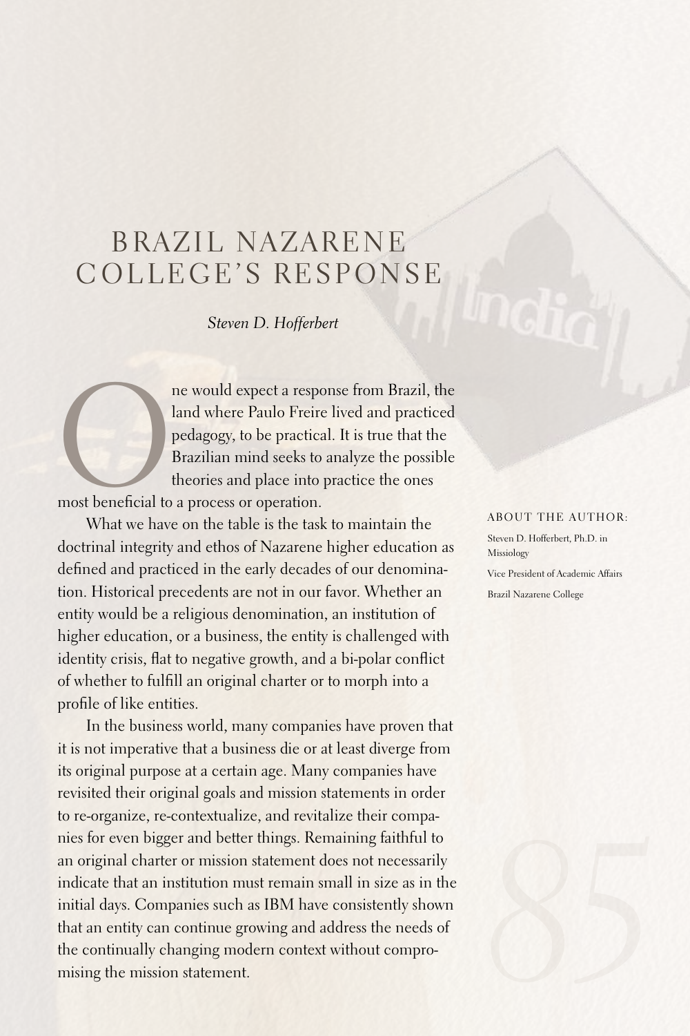# BRAZIL NAZARENE COLLEGE'S RESPONSE

*Steven D. Hofferbert*

One would expect a response from Brazil, the land where Paulo Freire lived and practiced pedagogy, to be practical. It is true that the Brazilian mind seeks to analyze the possible theories and place into practice the ones most beneficial to a process or operation.

What we have on the table is the task to maintain the doctrinal integrity and ethos of Nazarene higher education as defined and practiced in the early decades of our denomination. Historical precedents are not in our favor. Whether an entity would be a religious denomination, an institution of higher education, or a business, the entity is challenged with identity crisis, flat to negative growth, and a bi-polar conflict of whether to fulfill an original charter or to morph into a profile of like entities.

In the business world, many companies have proven that it is not imperative that a business die or at least diverge from its original purpose at a certain age. Many companies have revisited their original goals and mission statements in order to re-organize, re-contextualize, and revitalize their companies for even bigger and better things. Remaining faithful to an original charter or mission statement does not necessarily indicate that an institution must remain small in size as in the initial days. Companies such as IBM have consistently shown that an entity can continue growing and address the needs of the continually changing modern context without compromising the mission statement.

ABOUT THE AUTHOR:

Steven D. Hofferbert, Ph.D. in Missiology

Vice President of Academic Affairs

Brazil Nazarene College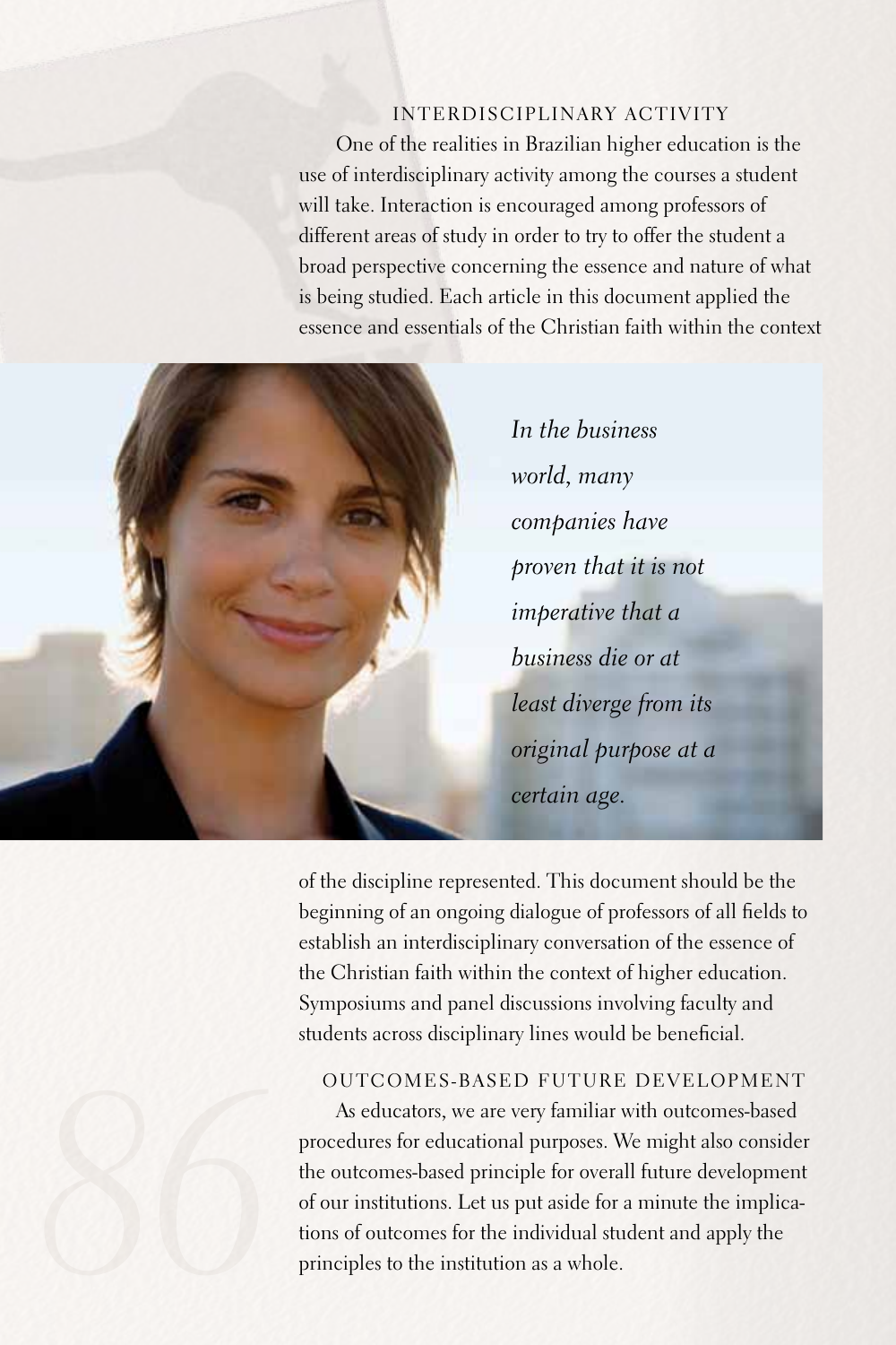## INTERDISCIPLINARY ACTIVITY

One of the realities in Brazilian higher education is the use of interdisciplinary activity among the courses a student will take. Interaction is encouraged among professors of different areas of study in order to try to offer the student a broad perspective concerning the essence and nature of what is being studied. Each article in this document applied the essence and essentials of the Christian faith within the context of the discipline represented. This document should be the beginning of an ongoing dialogue of professors of all fields to establish an interdisciplinary conversation of the essence of the Christian faith within the context of higher education. Symposiums and panel discussions involving faculty and students across disciplinary lines would be beneficial.

*In the business world, many companies have proven that it is not imperative that a business die or at least diverge from its original purpose at a certain age.*

## OUTCOMES-BASED FUTURE DEVELOPMENT

As educators, we are very familiar with outcomes-based procedures for educational purposes. We might also consider the outcomes-based principle for overall future development of our institutions. Let us put aside for a minute the implications of outcomes for the individual student and apply the principles to the institution as a whole.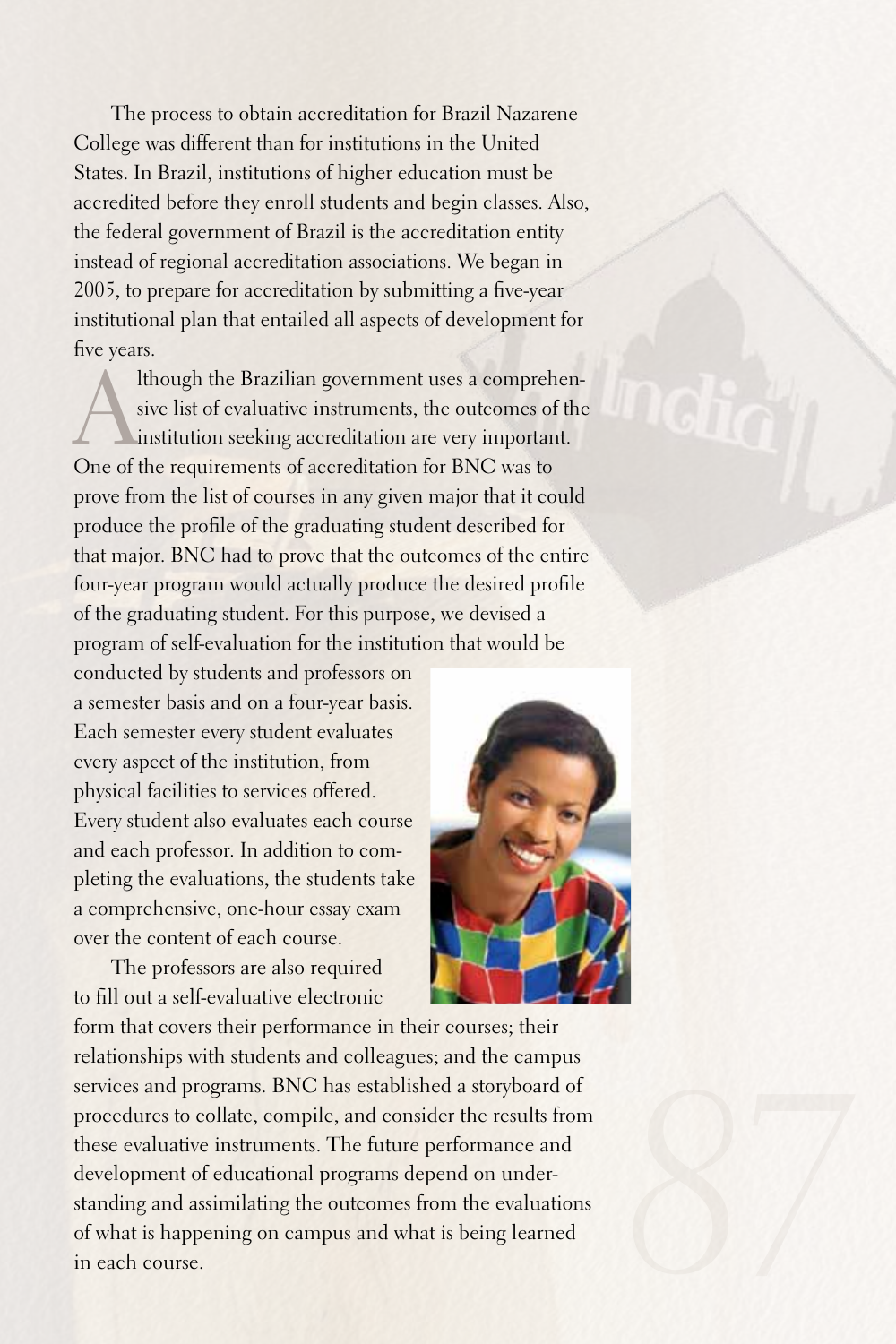The process to obtain accreditation for Brazil Nazarene College was different than for institutions in the United States. In Brazil, institutions of higher education must be accredited before they enroll students and begin classes. Also, the federal government of Brazil is the accreditation entity instead of regional accreditation associations. We began in 2005, to prepare for accreditation by submitting a five-year institutional plan that entailed all aspects of development for five years.

Although the Brazilian government uses a comprehensive list of evaluative instruments, the outcomes of the institution seeking accreditation are very important. One of the requirements of accreditation for BNC was to prove from the list of courses in any given major that it could produce the profile of the graduating student described for that major. BNC had to prove that the outcomes of the entire four-year program would actually produce the desired profile of the graduating student. For this purpose, we devised a program of self-evaluation for the institution that would be conducted by students and professors on a semester basis and on a four-year basis. Each semester every student evaluates every aspect of the institution, from physical facilities to services offered. Every student also evaluates each course and each professor. In addition to completing the evaluations, the students take a comprehensive, one-hour essay exam over the content of each course.

The professors are also required to fill out a self-evaluative electronic form that covers their performance in their courses; their relationships with students and colleagues; and the campus services and programs. BNC has established a storyboard of procedures to collate, compile, and consider the results from these evaluative instruments. The future performance and development of educational programs depend on understanding and assimilating the outcomes from the evaluations of what is happening on campus and what is being learned in each course.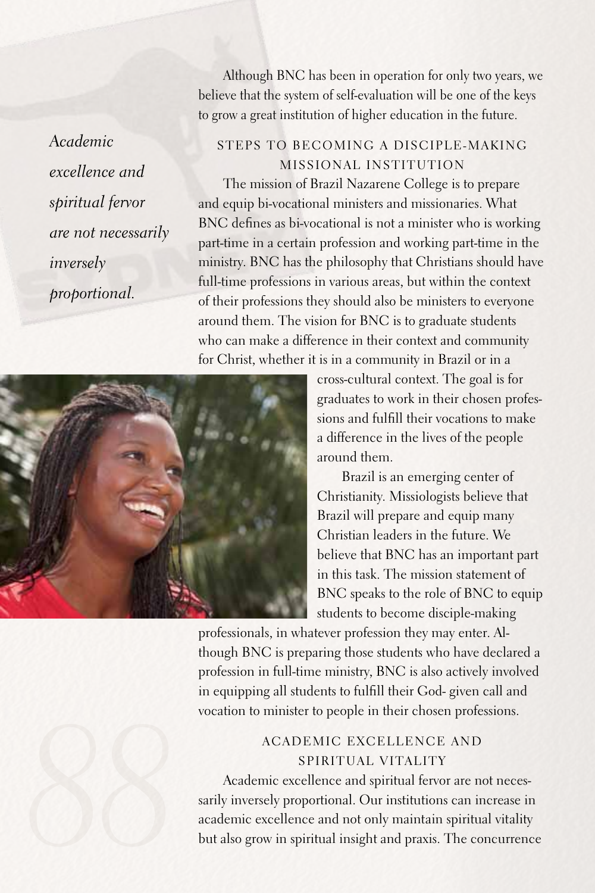Although BNC has been in operation for only two years, we believe that the system of self-evaluation will be one of the keys to grow a great institution of higher education in the future.

*Academic excellence and spiritual fervor are not necessarily inversely proportional.*

## STEPS TO BECOMING A DISCIPLE-MAKING MISSIONAL INSTITUTION

The mission of Brazil Nazarene College is to prepare and equip bi-vocational ministers and missionaries. What BNC defines as bi-vocational is not a minister who is working part-time in a certain profession and working part-time in the ministry. BNC has the philosophy that Christians should have full-time professions in various areas, but within the context of their professions they should also be ministers to everyone around them. The vision for BNC is to graduate students who can make a difference in their context and community for Christ, whether it is in a community in Brazil or in a cross-cultural context. The goal is for graduates to work in their chosen professions and fulfill their vocations to make a difference in the lives of the people around them.

Brazil is an emerging center of Christianity. Missiologists believe that Brazil will prepare and equip many Christian leaders in the future. We believe that BNC has an important part in this task. The mission statement of BNC speaks to the role of BNC to equip students to become disciple-making professionals, in whatever profession they may enter. Although BNC is preparing those students who have declared a profession in full-time ministry, BNC is also actively involved in equipping all students to fulfill their God- given call and vocation to minister to people in their chosen professions.

## ACADEMIC EXCELLENCE AND SPIRITUAL VITALITY

Academic excellence and spiritual fervor are not necessarily inversely proportional. Our institutions can increase in academic excellence and not only maintain spiritual vitality but also grow in spiritual insight and praxis. The concurrence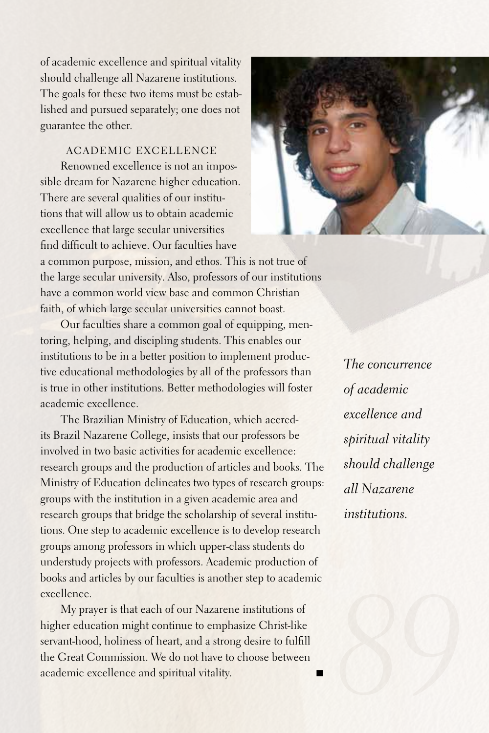of academic excellence and spiritual vitality should challenge all Nazarene institutions. The goals for these two items must be established and pursued separately; one does not guarantee the other.

### ACADEMIC EXCELLENCE

Renowned excellence is not an impossible dream for Nazarene higher education. There are several qualities of our institutions that will allow us to obtain academic excellence that large secular universities find difficult to achieve. Our faculties have a common purpose, mission, and ethos. This is not true of the large secular university. Also, professors of our institutions have a common world view base and common Christian faith, of which large secular universities cannot boast.

Our faculties share a common goal of equipping, mentoring, helping, and discipling students. This enables our institutions to be in a better position to implement productive educational methodologies by all of the professors than is true in other institutions. Better methodologies will foster academic excellence.

*The concurrence of academic excellence and spiritual vitality should challenge all Nazarene institutions.*

The Brazilian Ministry of Education, which accredits Brazil Nazarene College, insists that our professors be involved in two basic activities for academic excellence: research groups and the production of articles and books. The Ministry of Education delineates two types of research groups: groups with the institution in a given academic area and research groups that bridge the scholarship of several institutions. One step to academic excellence is to develop research groups among professors in which upper-class students do understudy projects with professors. Academic production of books and articles by our faculties is another step to academic excellence.

My prayer is that each of our Nazarene institutions of higher education might continue to emphasize Christ-like servant-hood, holiness of heart, and a strong desire to fulfill the Great Commission. We do not have to choose between academic excellence and spiritual vitality. ■